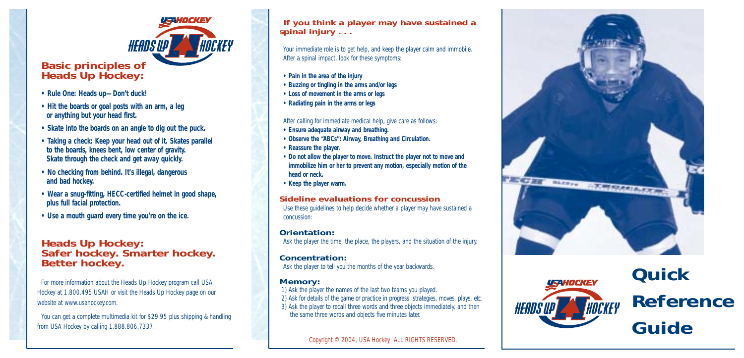## Basic principles of Heads Up Hockey:

- **Rule One: Heads up—Don't duck!**
- **Hit the boards or goal posts with an arm, a leg or anything but your head first.**
- **Skate into the boards on an angle to dig out the puck.**
- **Taking a check: Keep your head out of it. Skates parallel to the boards, knees bent, low center of gravity. Skate through the check and get away quickly.**
- **No checking from behind. It's illegal, dangerous and bad hockey.**
- **Wear a snug-fitting, HECC-certified helmet in good shape, plus full facial protection.**
- **Use a mouth guard every time you're on the ice.**

## Heads Up Hockey: Safer hockey. Smarter hockey. Better hockey.

For more information about the Heads Up Hockey program call USA Hockey at 1.800.495.USAH or visit the Heads Up Hockey page on our website at www.usahockey.com.

You can get a complete multimedia kit for $29.95 plus shipping & handling from USA Hockey by calling 1.888.806.7337.

## If you think a player may have sustained a spinal injury . . .

Your immediate role is to get help, and keep the player calm and immobile. After a spinal impact, look for these symptoms:

- **Pain in the area of the injury**
- **Buzzing or tingling in the arms and/or legs**
- **Loss of movement in the arms or legs**
- **Radiating pain in the arms or legs**

After calling for immediate medical help, give care as follows:

- **Ensure adequate airway and breathing.**
- **Observe the "ABCs": Airway, Breathing and Circulation.**
- **Reassure the player.**
- **Do not allow the player to move. Instruct the player not to move and immobilize him or her to prevent any motion, especially motion of the head or neck.**
- **Keep the player warm.**

## Sideline evaluations for concussion

Use these guidelines to help decide whether a player may have sustained a concussion:

### Orientation:

Ask the player the time, the place, the players, and the situation of the injury.

### Concentration:

Ask the player to tell you the months of the year backwards.

### Memory:

1) Ask the player the names of the last two teams you played.
2) Ask for details of the game or practice in progress: strategies, moves, plays, etc.
3) Ask the player to recall three words and three objects immediately, and then the same three words and objects five minutes later.

*Copyright © 2004, USA Hockey ALL RIGHTS RESERVED.*

# Quick Reference Guide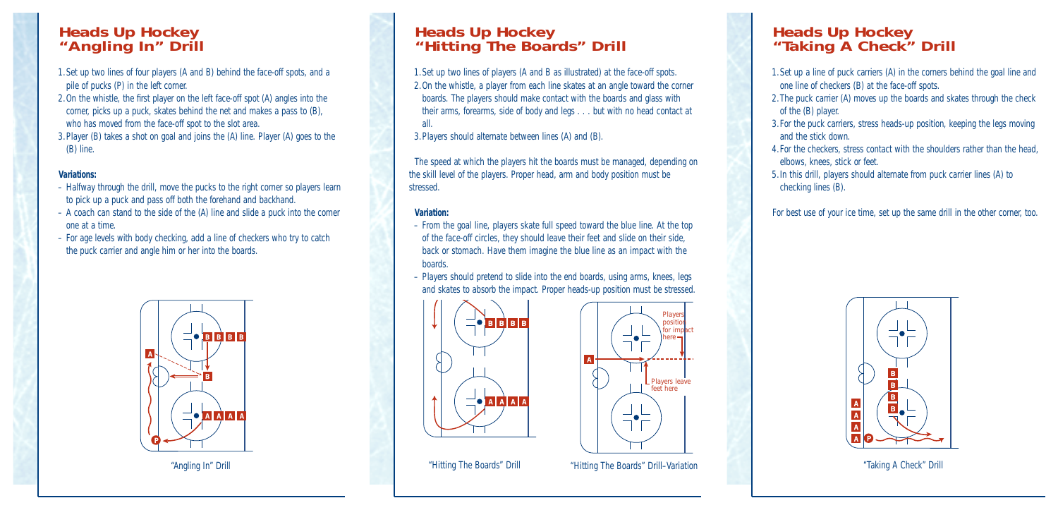## Heads Up Hockey "Angling In" Drill

1. Set up two lines of four players (A and B) behind the face-off spots, and a pile of pucks (P) in the left corner.
2. On the whistle, the first player on the left face-off spot (A) angles into the corner, picks up a puck, skates behind the net and makes a pass to (B), who has moved from the face-off spot to the slot area.
3. Player (B) takes a shot on goal and joins the (A) line. Player (A) goes to the (B) line.

**Variations:**

– Halfway through the drill, move the pucks to the right corner so players learn to pick up a puck and pass off both the forehand and backhand.
– A coach can stand to the side of the (A) line and slide a puck into the corner one at a time.
– For age levels with body checking, add a line of checkers who try to catch the puck carrier and angle him or her into the boards.

B B B B
B
A
A A A A
P

"Angling In" Drill

## Heads Up Hockey "Hitting The Boards" Drill

1. Set up two lines of players (A and B as illustrated) at the face-off spots.
2. On the whistle, a player from each line skates at an angle toward the corner boards. The players should make contact with the boards and glass with their arms, forearms, side of body and legs . . . but with no head contact at all.
3. Players should alternate between lines (A) and (B).

The speed at which the players hit the boards must be managed, depending on the skill level of the players. Proper head, arm and body position must be stressed.

**Variation:**

– From the goal line, players skate full speed toward the blue line. At the top of the face-off circles, they should leave their feet and slide on their side, back or stomach. Have them imagine the blue line as an impact with the boards.
– Players should pretend to slide into the end boards, using arms, knees, legs and skates to absorb the impact. Proper heads-up position must be stressed.

B B B B
A A A A

"Hitting The Boards" Drill

A
Players position for impact here
Players leave feet here

"Hitting The Boards" Drill–Variation

## Heads Up Hockey "Taking A Check" Drill

1. Set up a line of puck carriers (A) in the corners behind the goal line and one line of checkers (B) at the face-off spots.
2. The puck carrier (A) moves up the boards and skates through the check of the (B) player.
3. For the puck carriers, stress heads-up position, keeping the legs moving and the stick down.
4. For the checkers, stress contact with the shoulders rather than the head, elbows, knees, stick or feet.
5. In this drill, players should alternate from puck carrier lines (A) to checking lines (B).

For best use of your ice time, set up the same drill in the other corner, too.

B
B
B
B
A
A
A
A
P

"Taking A Check" Drill